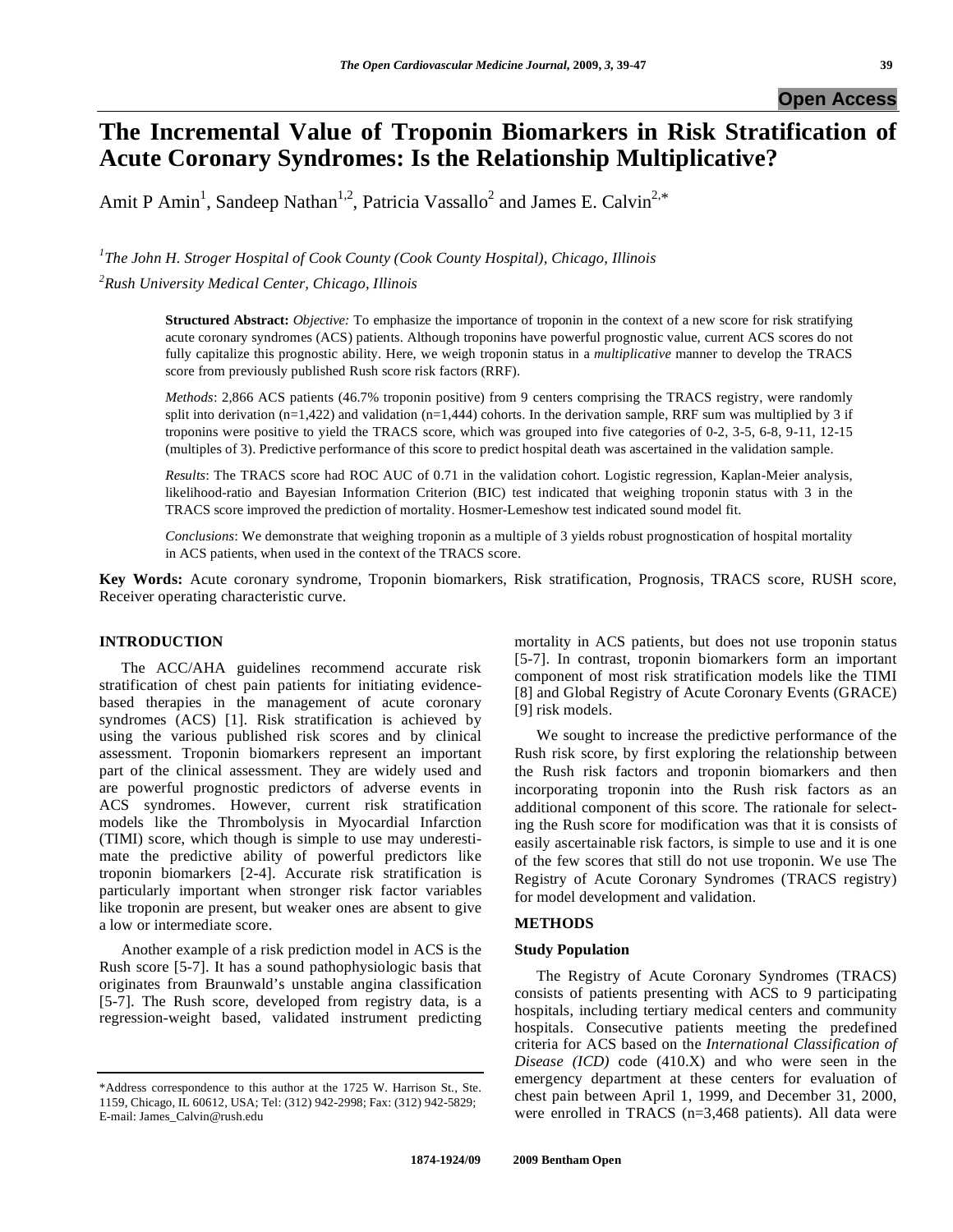Open Access

# The Incremental Value of Troponin Biomarkers in Risk Stratification of Acute Coronary Syndromes: Is the Relationship Multiplicative?

Amit P Amin[1], Sandeep Nathan[1,2], Patricia Vassallo[2] and James E. Calvin[2,*]

[1]*The John H. Stroger Hospital of Cook County (Cook County Hospital), Chicago, Illinois*

[2]*Rush University Medical Center, Chicago, Illinois*

**Structured Abstract:** *Objective:* To emphasize the importance of troponin in the context of a new score for risk stratifying acute coronary syndromes (ACS) patients. Although troponins have powerful prognostic value, current ACS scores do not fully capitalize this prognostic ability. Here, we weigh troponin status in a *multiplicative* manner to develop the TRACS score from previously published Rush score risk factors (RRF).

*Methods*: 2,866 ACS patients (46.7% troponin positive) from 9 centers comprising the TRACS registry, were randomly split into derivation (n=1,422) and validation (n=1,444) cohorts. In the derivation sample, RRF sum was multiplied by 3 if troponins were positive to yield the TRACS score, which was grouped into five categories of 0-2, 3-5, 6-8, 9-11, 12-15 (multiples of 3). Predictive performance of this score to predict hospital death was ascertained in the validation sample.

*Results*: The TRACS score had ROC AUC of 0.71 in the validation cohort. Logistic regression, Kaplan-Meier analysis, likelihood-ratio and Bayesian Information Criterion (BIC) test indicated that weighing troponin status with 3 in the TRACS score improved the prediction of mortality. Hosmer-Lemeshow test indicated sound model fit.

*Conclusions*: We demonstrate that weighing troponin as a multiple of 3 yields robust prognostication of hospital mortality in ACS patients, when used in the context of the TRACS score.

**Key Words:** Acute coronary syndrome, Troponin biomarkers, Risk stratification, Prognosis, TRACS score, RUSH score, Receiver operating characteristic curve.

## INTRODUCTION

The ACC/AHA guidelines recommend accurate risk stratification of chest pain patients for initiating evidence-based therapies in the management of acute coronary syndromes (ACS) [1]. Risk stratification is achieved by using the various published risk scores and by clinical assessment. Troponin biomarkers represent an important part of the clinical assessment. They are widely used and are powerful prognostic predictors of adverse events in ACS syndromes. However, current risk stratification models like the Thrombolysis in Myocardial Infarction (TIMI) score, which though is simple to use may underestimate the predictive ability of powerful predictors like troponin biomarkers [2-4]. Accurate risk stratification is particularly important when stronger risk factor variables like troponin are present, but weaker ones are absent to give a low or intermediate score.

Another example of a risk prediction model in ACS is the Rush score [5-7]. It has a sound pathophysiologic basis that originates from Braunwald's unstable angina classification [5-7]. The Rush score, developed from registry data, is a regression-weight based, validated instrument predicting mortality in ACS patients, but does not use troponin status [5-7]. In contrast, troponin biomarkers form an important component of most risk stratification models like the TIMI [8] and Global Registry of Acute Coronary Events (GRACE) [9] risk models.

We sought to increase the predictive performance of the Rush risk score, by first exploring the relationship between the Rush risk factors and troponin biomarkers and then incorporating troponin into the Rush risk factors as an additional component of this score. The rationale for selecting the Rush score for modification was that it is consists of easily ascertainable risk factors, is simple to use and it is one of the few scores that still do not use troponin. We use The Registry of Acute Coronary Syndromes (TRACS registry) for model development and validation.

## METHODS

### Study Population

The Registry of Acute Coronary Syndromes (TRACS) consists of patients presenting with ACS to 9 participating hospitals, including tertiary medical centers and community hospitals. Consecutive patients meeting the predefined criteria for ACS based on the *International Classification of Disease (ICD)* code (410.X) and who were seen in the emergency department at these centers for evaluation of chest pain between April 1, 1999, and December 31, 2000, were enrolled in TRACS (n=3,468 patients). All data were

*Address correspondence to this author at the 1725 W. Harrison St., Ste. 1159, Chicago, IL 60612, USA; Tel: (312) 942-2998; Fax: (312) 942-5829; E-mail: James_Calvin@rush.edu

1874-1924/09 2009 Bentham Open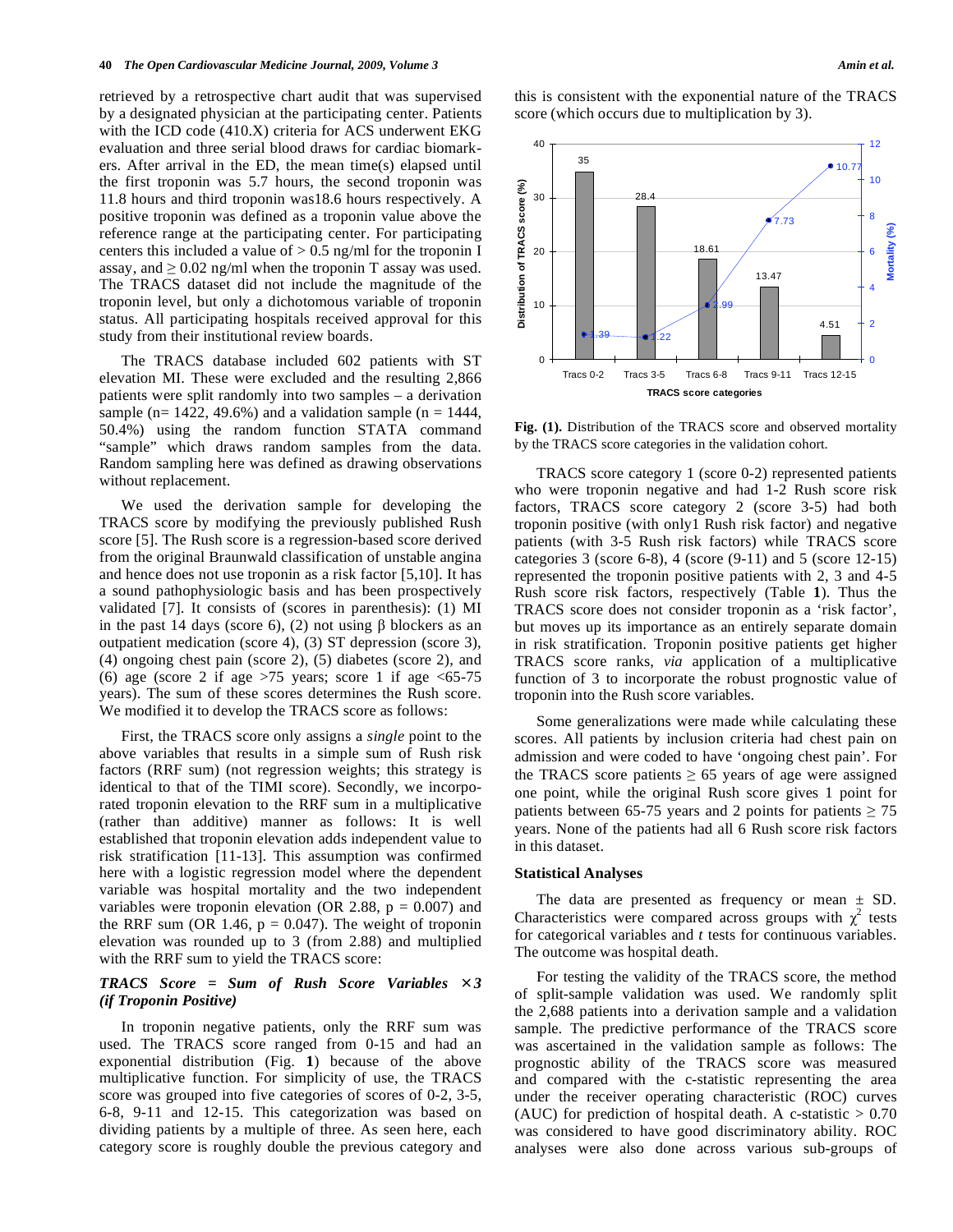retrieved by a retrospective chart audit that was supervised by a designated physician at the participating center. Patients with the ICD code (410.X) criteria for ACS underwent EKG evaluation and three serial blood draws for cardiac biomarkers. After arrival in the ED, the mean time(s) elapsed until the first troponin was 5.7 hours, the second troponin was 11.8 hours and third troponin was18.6 hours respectively. A positive troponin was defined as a troponin value above the reference range at the participating center. For participating centers this included a value of > 0.5 ng/ml for the troponin I assay, and ≥ 0.02 ng/ml when the troponin T assay was used. The TRACS dataset did not include the magnitude of the troponin level, but only a dichotomous variable of troponin status. All participating hospitals received approval for this study from their institutional review boards.

The TRACS database included 602 patients with ST elevation MI. These were excluded and the resulting 2,866 patients were split randomly into two samples – a derivation sample (n= 1422, 49.6%) and a validation sample (n = 1444, 50.4%) using the random function STATA command "sample" which draws random samples from the data. Random sampling here was defined as drawing observations without replacement.

We used the derivation sample for developing the TRACS score by modifying the previously published Rush score [5]. The Rush score is a regression-based score derived from the original Braunwald classification of unstable angina and hence does not use troponin as a risk factor [5,10]. It has a sound pathophysiologic basis and has been prospectively validated [7]. It consists of (scores in parenthesis): (1) MI in the past 14 days (score 6), (2) not using β blockers as an outpatient medication (score 4), (3) ST depression (score 3), (4) ongoing chest pain (score 2), (5) diabetes (score 2), and (6) age (score 2 if age >75 years; score 1 if age <65-75 years). The sum of these scores determines the Rush score. We modified it to develop the TRACS score as follows:

First, the TRACS score only assigns a *single* point to the above variables that results in a simple sum of Rush risk factors (RRF sum) (not regression weights; this strategy is identical to that of the TIMI score). Secondly, we incorporated troponin elevation to the RRF sum in a multiplicative (rather than additive) manner as follows: It is well established that troponin elevation adds independent value to risk stratification [11-13]. This assumption was confirmed here with a logistic regression model where the dependent variable was hospital mortality and the two independent variables were troponin elevation (OR 2.88, p = 0.007) and the RRF sum (OR 1.46, p = 0.047). The weight of troponin elevation was rounded up to 3 (from 2.88) and multiplied with the RRF sum to yield the TRACS score:

***TRACS Score = Sum of Rush Score Variables × 3 (if Troponin Positive)***

In troponin negative patients, only the RRF sum was used. The TRACS score ranged from 0-15 and had an exponential distribution (Fig. **1**) because of the above multiplicative function. For simplicity of use, the TRACS score was grouped into five categories of scores of 0-2, 3-5, 6-8, 9-11 and 12-15. This categorization was based on dividing patients by a multiple of three. As seen here, each category score is roughly double the previous category and this is consistent with the exponential nature of the TRACS score (which occurs due to multiplication by 3).

**Fig. (1).** Distribution of the TRACS score and observed mortality by the TRACS score categories in the validation cohort.

TRACS score category 1 (score 0-2) represented patients who were troponin negative and had 1-2 Rush score risk factors, TRACS score category 2 (score 3-5) had both troponin positive (with only1 Rush risk factor) and negative patients (with 3-5 Rush risk factors) while TRACS score categories 3 (score 6-8), 4 (score (9-11) and 5 (score 12-15) represented the troponin positive patients with 2, 3 and 4-5 Rush score risk factors, respectively (Table **1**). Thus the TRACS score does not consider troponin as a 'risk factor', but moves up its importance as an entirely separate domain in risk stratification. Troponin positive patients get higher TRACS score ranks, *via* application of a multiplicative function of 3 to incorporate the robust prognostic value of troponin into the Rush score variables.

Some generalizations were made while calculating these scores. All patients by inclusion criteria had chest pain on admission and were coded to have 'ongoing chest pain'. For the TRACS score patients ≥ 65 years of age were assigned one point, while the original Rush score gives 1 point for patients between 65-75 years and 2 points for patients ≥ 75 years. None of the patients had all 6 Rush score risk factors in this dataset.

## Statistical Analyses

The data are presented as frequency or mean ± SD. Characteristics were compared across groups with $\chi^2$ tests for categorical variables and *t* tests for continuous variables. The outcome was hospital death.

For testing the validity of the TRACS score, the method of split-sample validation was used. We randomly split the 2,688 patients into a derivation sample and a validation sample. The predictive performance of the TRACS score was ascertained in the validation sample as follows: The prognostic ability of the TRACS score was measured and compared with the c-statistic representing the area under the receiver operating characteristic (ROC) curves (AUC) for prediction of hospital death. A c-statistic > 0.70 was considered to have good discriminatory ability. ROC analyses were also done across various sub-groups of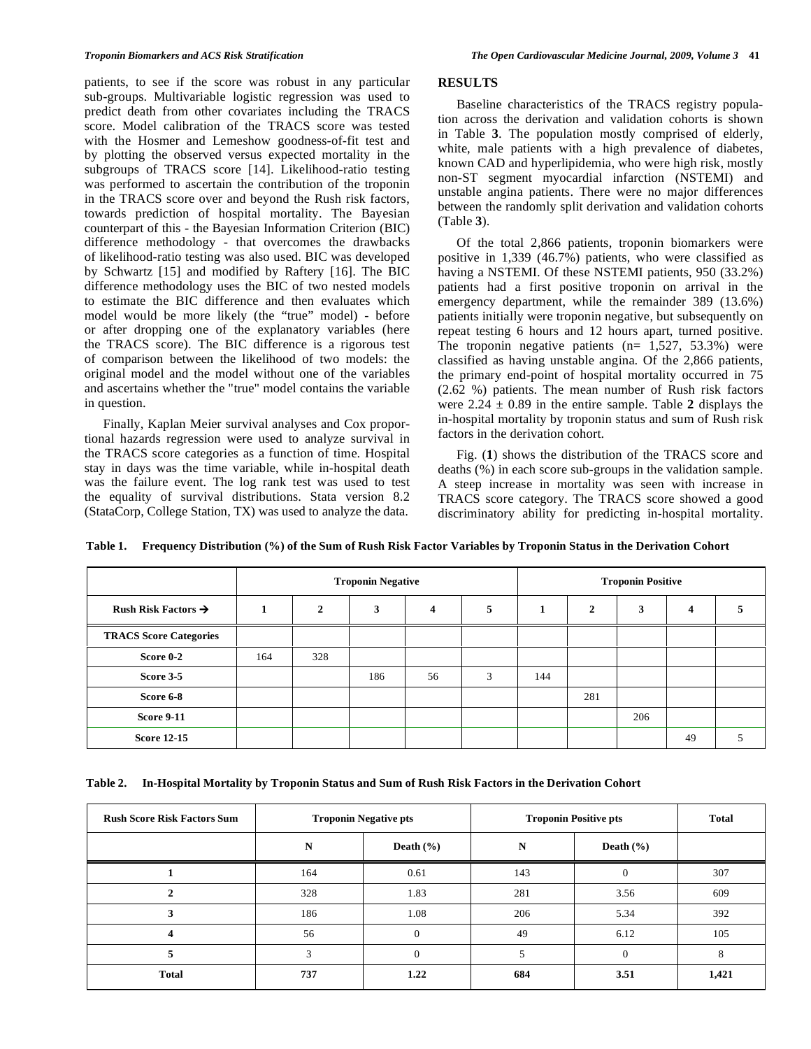patients, to see if the score was robust in any particular sub-groups. Multivariable logistic regression was used to predict death from other covariates including the TRACS score. Model calibration of the TRACS score was tested with the Hosmer and Lemeshow goodness-of-fit test and by plotting the observed versus expected mortality in the subgroups of TRACS score [14]. Likelihood-ratio testing was performed to ascertain the contribution of the troponin in the TRACS score over and beyond the Rush risk factors, towards prediction of hospital mortality. The Bayesian counterpart of this - the Bayesian Information Criterion (BIC) difference methodology - that overcomes the drawbacks of likelihood-ratio testing was also used. BIC was developed by Schwartz [15] and modified by Raftery [16]. The BIC difference methodology uses the BIC of two nested models to estimate the BIC difference and then evaluates which model would be more likely (the "true" model) - before or after dropping one of the explanatory variables (here the TRACS score). The BIC difference is a rigorous test of comparison between the likelihood of two models: the original model and the model without one of the variables and ascertains whether the "true" model contains the variable in question.

Finally, Kaplan Meier survival analyses and Cox proportional hazards regression were used to analyze survival in the TRACS score categories as a function of time. Hospital stay in days was the time variable, while in-hospital death was the failure event. The log rank test was used to test the equality of survival distributions. Stata version 8.2 (StataCorp, College Station, TX) was used to analyze the data.

## RESULTS

Baseline characteristics of the TRACS registry population across the derivation and validation cohorts is shown in Table **3**. The population mostly comprised of elderly, white, male patients with a high prevalence of diabetes, known CAD and hyperlipidemia, who were high risk, mostly non-ST segment myocardial infarction (NSTEMI) and unstable angina patients. There were no major differences between the randomly split derivation and validation cohorts (Table **3**).

Of the total 2,866 patients, troponin biomarkers were positive in 1,339 (46.7%) patients, who were classified as having a NSTEMI. Of these NSTEMI patients, 950 (33.2%) patients had a first positive troponin on arrival in the emergency department, while the remainder 389 (13.6%) patients initially were troponin negative, but subsequently on repeat testing 6 hours and 12 hours apart, turned positive. The troponin negative patients (n= 1,527, 53.3%) were classified as having unstable angina. Of the 2,866 patients, the primary end-point of hospital mortality occurred in 75 (2.62 %) patients. The mean number of Rush risk factors were 2.24 ± 0.89 in the entire sample. Table **2** displays the in-hospital mortality by troponin status and sum of Rush risk factors in the derivation cohort.

Fig. (**1**) shows the distribution of the TRACS score and deaths (%) in each score sub-groups in the validation sample. A steep increase in mortality was seen with increase in TRACS score category. The TRACS score showed a good discriminatory ability for predicting in-hospital mortality.

**Table 1. Frequency Distribution (%) of the Sum of Rush Risk Factor Variables by Troponin Status in the Derivation Cohort**

| | Troponin Negative | | | | | Troponin Positive | | | | |
|---|---|---|---|---|---|---|---|---|---|---|
| **Rush Risk Factors →** | **1** | **2** | **3** | **4** | **5** | **1** | **2** | **3** | **4** | **5** |
| **TRACS Score Categories** | | | | | | | | | | |
| **Score 0-2** | 164 | 328 | | | | | | | | |
| **Score 3-5** | | | 186 | 56 | 3 | 144 | | | | |
| **Score 6-8** | | | | | | | 281 | | | |
| **Score 9-11** | | | | | | | | 206 | | |
| **Score 12-15** | | | | | | | | | 49 | 5 |

**Table 2. In-Hospital Mortality by Troponin Status and Sum of Rush Risk Factors in the Derivation Cohort**

| Rush Score Risk Factors Sum | Troponin Negative pts | | Troponin Positive pts | | Total |
|---|---|---|---|---|---|
| | **N** | **Death (%)** | **N** | **Death (%)** | |
| **1** | 164 | 0.61 | 143 | 0 | 307 |
| **2** | 328 | 1.83 | 281 | 3.56 | 609 |
| **3** | 186 | 1.08 | 206 | 5.34 | 392 |
| **4** | 56 | 0 | 49 | 6.12 | 105 |
| **5** | 3 | 0 | 5 | 0 | 8 |
| **Total** | **737** | **1.22** | **684** | **3.51** | **1,421** |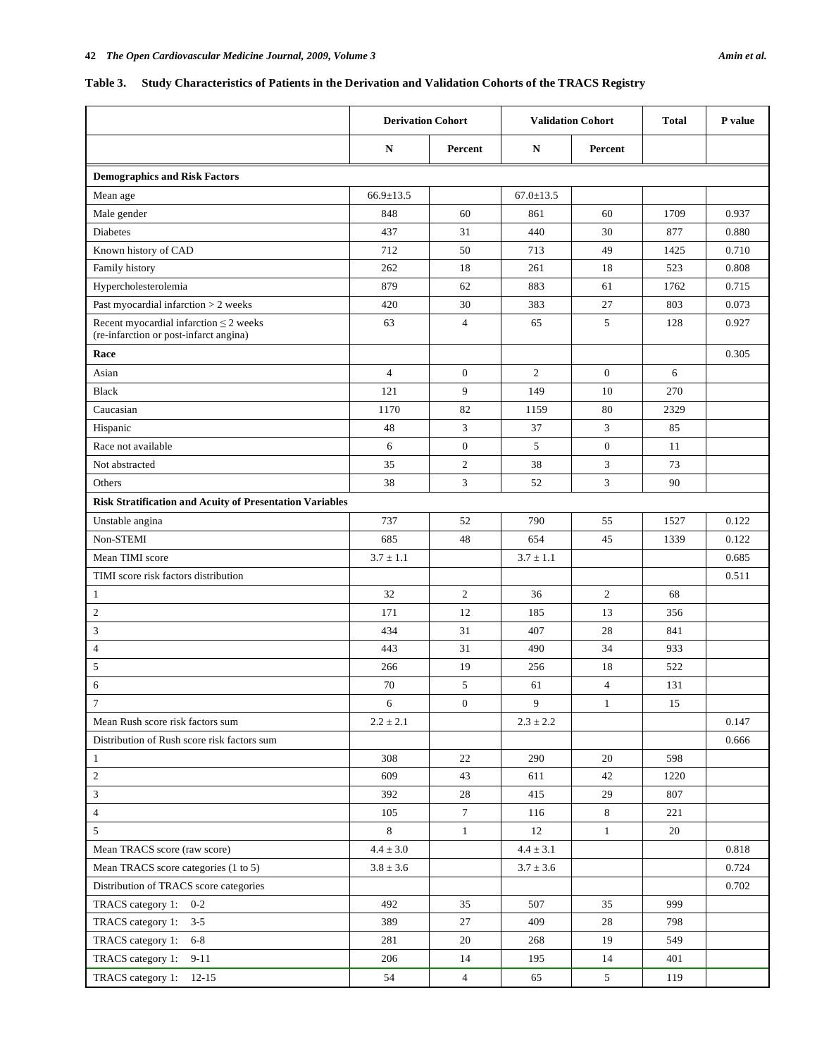**Table 3. Study Characteristics of Patients in the Derivation and Validation Cohorts of the TRACS Registry**

| | Derivation Cohort | | Validation Cohort | | Total | P value |
|---|---|---|---|---|---|---|
| | N | Percent | N | Percent | | |
| **Demographics and Risk Factors** | | | | | | |
| Mean age | 66.9±13.5 | | 67.0±13.5 | | | |
| Male gender | 848 | 60 | 861 | 60 | 1709 | 0.937 |
| Diabetes | 437 | 31 | 440 | 30 | 877 | 0.880 |
| Known history of CAD | 712 | 50 | 713 | 49 | 1425 | 0.710 |
| Family history | 262 | 18 | 261 | 18 | 523 | 0.808 |
| Hypercholesterolemia | 879 | 62 | 883 | 61 | 1762 | 0.715 |
| Past myocardial infarction > 2 weeks | 420 | 30 | 383 | 27 | 803 | 0.073 |
| Recent myocardial infarction ≤ 2 weeks (re-infarction or post-infarct angina) | 63 | 4 | 65 | 5 | 128 | 0.927 |
| **Race** | | | | | | 0.305 |
| Asian | 4 | 0 | 2 | 0 | 6 | |
| Black | 121 | 9 | 149 | 10 | 270 | |
| Caucasian | 1170 | 82 | 1159 | 80 | 2329 | |
| Hispanic | 48 | 3 | 37 | 3 | 85 | |
| Race not available | 6 | 0 | 5 | 0 | 11 | |
| Not abstracted | 35 | 2 | 38 | 3 | 73 | |
| Others | 38 | 3 | 52 | 3 | 90 | |
| **Risk Stratification and Acuity of Presentation Variables** | | | | | | |
| Unstable angina | 737 | 52 | 790 | 55 | 1527 | 0.122 |
| Non-STEMI | 685 | 48 | 654 | 45 | 1339 | 0.122 |
| Mean TIMI score | 3.7 ± 1.1 | | 3.7 ± 1.1 | | | 0.685 |
| TIMI score risk factors distribution | | | | | | 0.511 |
| 1 | 32 | 2 | 36 | 2 | 68 | |
| 2 | 171 | 12 | 185 | 13 | 356 | |
| 3 | 434 | 31 | 407 | 28 | 841 | |
| 4 | 443 | 31 | 490 | 34 | 933 | |
| 5 | 266 | 19 | 256 | 18 | 522 | |
| 6 | 70 | 5 | 61 | 4 | 131 | |
| 7 | 6 | 0 | 9 | 1 | 15 | |
| Mean Rush score risk factors sum | 2.2 ± 2.1 | | 2.3 ± 2.2 | | | 0.147 |
| Distribution of Rush score risk factors sum | | | | | | 0.666 |
| 1 | 308 | 22 | 290 | 20 | 598 | |
| 2 | 609 | 43 | 611 | 42 | 1220 | |
| 3 | 392 | 28 | 415 | 29 | 807 | |
| 4 | 105 | 7 | 116 | 8 | 221 | |
| 5 | 8 | 1 | 12 | 1 | 20 | |
| Mean TRACS score (raw score) | 4.4 ± 3.0 | | 4.4 ± 3.1 | | | 0.818 |
| Mean TRACS score categories (1 to 5) | 3.8 ± 3.6 | | 3.7 ± 3.6 | | | 0.724 |
| Distribution of TRACS score categories | | | | | | 0.702 |
| TRACS category 1: 0-2 | 492 | 35 | 507 | 35 | 999 | |
| TRACS category 1: 3-5 | 389 | 27 | 409 | 28 | 798 | |
| TRACS category 1: 6-8 | 281 | 20 | 268 | 19 | 549 | |
| TRACS category 1: 9-11 | 206 | 14 | 195 | 14 | 401 | |
| TRACS category 1: 12-15 | 54 | 4 | 65 | 5 | 119 | |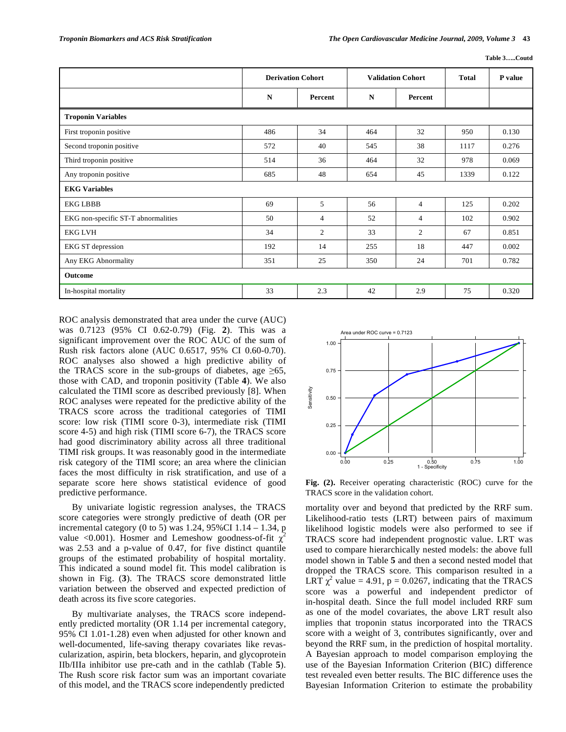Table 3…..Coutd

| | Derivation Cohort | | Validation Cohort | | Total | P value |
|---|---|---|---|---|---|---|
| | N | Percent | N | Percent | | |
| **Troponin Variables** | | | | | | |
| First troponin positive | 486 | 34 | 464 | 32 | 950 | 0.130 |
| Second troponin positive | 572 | 40 | 545 | 38 | 1117 | 0.276 |
| Third troponin positive | 514 | 36 | 464 | 32 | 978 | 0.069 |
| Any troponin positive | 685 | 48 | 654 | 45 | 1339 | 0.122 |
| **EKG Variables** | | | | | | |
| EKG LBBB | 69 | 5 | 56 | 4 | 125 | 0.202 |
| EKG non-specific ST-T abnormalities | 50 | 4 | 52 | 4 | 102 | 0.902 |
| EKG LVH | 34 | 2 | 33 | 2 | 67 | 0.851 |
| EKG ST depression | 192 | 14 | 255 | 18 | 447 | 0.002 |
| Any EKG Abnormality | 351 | 25 | 350 | 24 | 701 | 0.782 |
| **Outcome** | | | | | | |
| In-hospital mortality | 33 | 2.3 | 42 | 2.9 | 75 | 0.320 |

ROC analysis demonstrated that area under the curve (AUC) was 0.7123 (95% CI 0.62-0.79) (Fig. **2**). This was a significant improvement over the ROC AUC of the sum of Rush risk factors alone (AUC 0.6517, 95% CI 0.60-0.70). ROC analyses also showed a high predictive ability of the TRACS score in the sub-groups of diabetes, age ≥65, those with CAD, and troponin positivity (Table **4**). We also calculated the TIMI score as described previously [8]. When ROC analyses were repeated for the predictive ability of the TRACS score across the traditional categories of TIMI score: low risk (TIMI score 0-3), intermediate risk (TIMI score 4-5) and high risk (TIMI score 6-7), the TRACS score had good discriminatory ability across all three traditional TIMI risk groups. It was reasonably good in the intermediate risk category of the TIMI score; an area where the clinician faces the most difficulty in risk stratification, and use of a separate score here shows statistical evidence of good predictive performance.

By univariate logistic regression analyses, the TRACS score categories were strongly predictive of death (OR per incremental category (0 to 5) was 1.24, 95%CI 1.14 – 1.34, p value <0.001). Hosmer and Lemeshow goodness-of-fit $\chi^2$ was 2.53 and a p-value of 0.47, for five distinct quantile groups of the estimated probability of hospital mortality. This indicated a sound model fit. This model calibration is shown in Fig. (**3**). The TRACS score demonstrated little variation between the observed and expected prediction of death across its five score categories.

By multivariate analyses, the TRACS score independently predicted mortality (OR 1.14 per incremental category, 95% CI 1.01-1.28) even when adjusted for other known and well-documented, life-saving therapy covariates like revascularization, aspirin, beta blockers, heparin, and glycoprotein IIb/IIIa inhibitor use pre-cath and in the cathlab (Table **5**). The Rush score risk factor sum was an important covariate of this model, and the TRACS score independently predicted mortality over and beyond that predicted by the RRF sum. Likelihood-ratio tests (LRT) between pairs of maximum likelihood logistic models were also performed to see if TRACS score had independent prognostic value. LRT was used to compare hierarchically nested models: the above full model shown in Table **5** and then a second nested model that dropped the TRACS score. This comparison resulted in a LRT $\chi^2$ value = 4.91, p = 0.0267, indicating that the TRACS score was a powerful and independent predictor of in-hospital death. Since the full model included RRF sum as one of the model covariates, the above LRT result also implies that troponin status incorporated into the TRACS score with a weight of 3, contributes significantly, over and beyond the RRF sum, in the prediction of hospital mortality. A Bayesian approach to model comparison employing the use of the Bayesian Information Criterion (BIC) difference test revealed even better results. The BIC difference uses the Bayesian Information Criterion to estimate the probability

**Fig. (2).** Receiver operating characteristic (ROC) curve for the TRACS score in the validation cohort.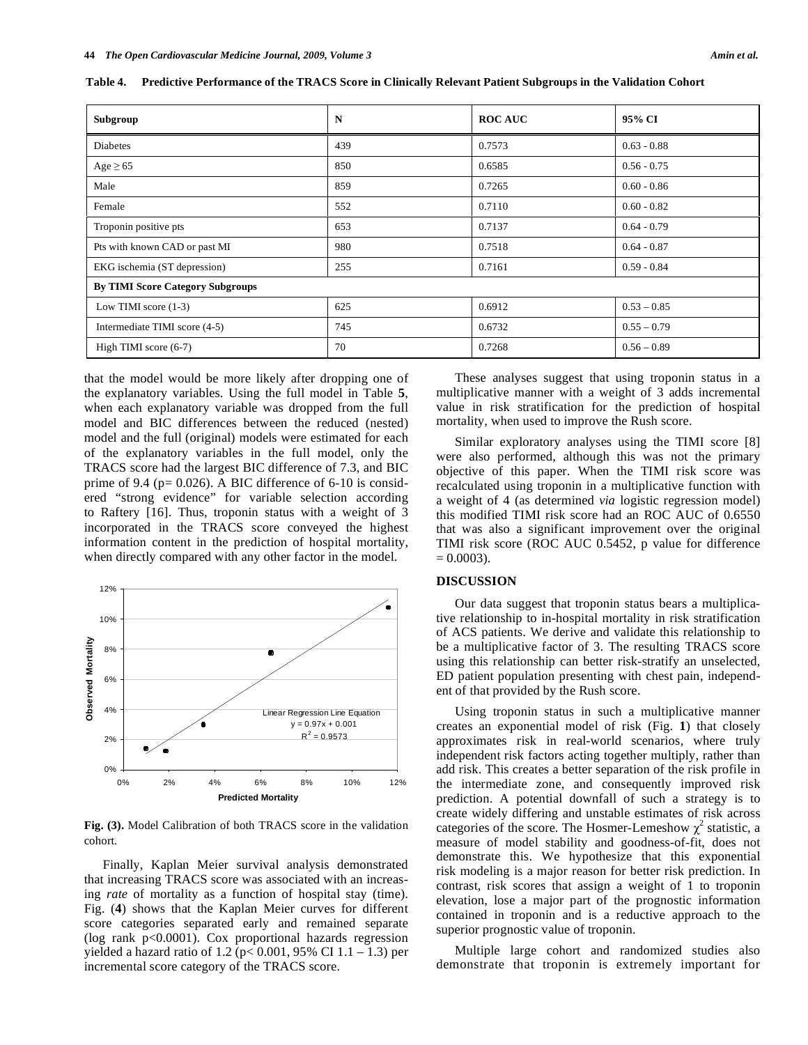**Table 4. Predictive Performance of the TRACS Score in Clinically Relevant Patient Subgroups in the Validation Cohort**

| Subgroup | N | ROC AUC | 95% CI |
|---|---|---|---|
| Diabetes | 439 | 0.7573 | 0.63 - 0.88 |
| Age ≥ 65 | 850 | 0.6585 | 0.56 - 0.75 |
| Male | 859 | 0.7265 | 0.60 - 0.86 |
| Female | 552 | 0.7110 | 0.60 - 0.82 |
| Troponin positive pts | 653 | 0.7137 | 0.64 - 0.79 |
| Pts with known CAD or past MI | 980 | 0.7518 | 0.64 - 0.87 |
| EKG ischemia (ST depression) | 255 | 0.7161 | 0.59 - 0.84 |
| **By TIMI Score Category Subgroups** | | | |
| Low TIMI score (1-3) | 625 | 0.6912 | 0.53 – 0.85 |
| Intermediate TIMI score (4-5) | 745 | 0.6732 | 0.55 – 0.79 |
| High TIMI score (6-7) | 70 | 0.7268 | 0.56 – 0.89 |

that the model would be more likely after dropping one of the explanatory variables. Using the full model in Table **5**, when each explanatory variable was dropped from the full model and BIC differences between the reduced (nested) model and the full (original) models were estimated for each of the explanatory variables in the full model, only the TRACS score had the largest BIC difference of 7.3, and BIC prime of 9.4 (p= 0.026). A BIC difference of 6-10 is considered "strong evidence" for variable selection according to Raftery [16]. Thus, troponin status with a weight of 3 incorporated in the TRACS score conveyed the highest information content in the prediction of hospital mortality, when directly compared with any other factor in the model.

**Fig. (3).** Model Calibration of both TRACS score in the validation cohort.

Finally, Kaplan Meier survival analysis demonstrated that increasing TRACS score was associated with an increasing *rate* of mortality as a function of hospital stay (time). Fig. (**4**) shows that the Kaplan Meier curves for different score categories separated early and remained separate (log rank p<0.0001). Cox proportional hazards regression yielded a hazard ratio of 1.2 (p< 0.001, 95% CI 1.1 – 1.3) per incremental score category of the TRACS score.

These analyses suggest that using troponin status in a multiplicative manner with a weight of 3 adds incremental value in risk stratification for the prediction of hospital mortality, when used to improve the Rush score.

Similar exploratory analyses using the TIMI score [8] were also performed, although this was not the primary objective of this paper. When the TIMI risk score was recalculated using troponin in a multiplicative function with a weight of 4 (as determined *via* logistic regression model) this modified TIMI risk score had an ROC AUC of 0.6550 that was also a significant improvement over the original TIMI risk score (ROC AUC 0.5452, p value for difference = 0.0003).

## DISCUSSION

Our data suggest that troponin status bears a multiplicative relationship to in-hospital mortality in risk stratification of ACS patients. We derive and validate this relationship to be a multiplicative factor of 3. The resulting TRACS score using this relationship can better risk-stratify an unselected, ED patient population presenting with chest pain, independent of that provided by the Rush score.

Using troponin status in such a multiplicative manner creates an exponential model of risk (Fig. **1**) that closely approximates risk in real-world scenarios, where truly independent risk factors acting together multiply, rather than add risk. This creates a better separation of the risk profile in the intermediate zone, and consequently improved risk prediction. A potential downfall of such a strategy is to create widely differing and unstable estimates of risk across categories of the score. The Hosmer-Lemeshow $\chi^2$ statistic, a measure of model stability and goodness-of-fit, does not demonstrate this. We hypothesize that this exponential risk modeling is a major reason for better risk prediction. In contrast, risk scores that assign a weight of 1 to troponin elevation, lose a major part of the prognostic information contained in troponin and is a reductive approach to the superior prognostic value of troponin.

Multiple large cohort and randomized studies also demonstrate that troponin is extremely important for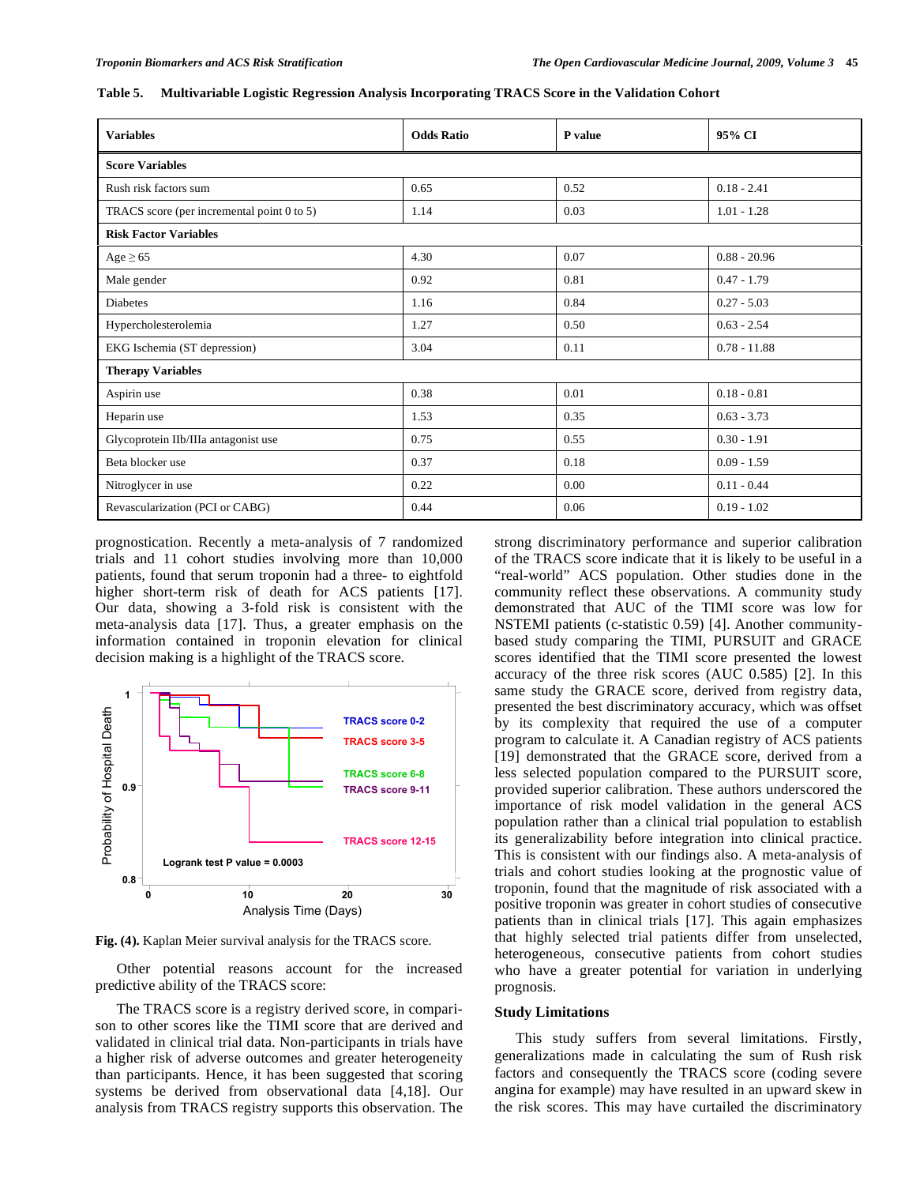**Table 5. Multivariable Logistic Regression Analysis Incorporating TRACS Score in the Validation Cohort**

| Variables | Odds Ratio | P value | 95% CI |
|---|---|---|---|
| **Score Variables** | | | |
| Rush risk factors sum | 0.65 | 0.52 | 0.18 - 2.41 |
| TRACS score (per incremental point 0 to 5) | 1.14 | 0.03 | 1.01 - 1.28 |
| **Risk Factor Variables** | | | |
| Age ≥ 65 | 4.30 | 0.07 | 0.88 - 20.96 |
| Male gender | 0.92 | 0.81 | 0.47 - 1.79 |
| Diabetes | 1.16 | 0.84 | 0.27 - 5.03 |
| Hypercholesterolemia | 1.27 | 0.50 | 0.63 - 2.54 |
| EKG Ischemia (ST depression) | 3.04 | 0.11 | 0.78 - 11.88 |
| **Therapy Variables** | | | |
| Aspirin use | 0.38 | 0.01 | 0.18 - 0.81 |
| Heparin use | 1.53 | 0.35 | 0.63 - 3.73 |
| Glycoprotein IIb/IIIa antagonist use | 0.75 | 0.55 | 0.30 - 1.91 |
| Beta blocker use | 0.37 | 0.18 | 0.09 - 1.59 |
| Nitroglycer in use | 0.22 | 0.00 | 0.11 - 0.44 |
| Revascularization (PCI or CABG) | 0.44 | 0.06 | 0.19 - 1.02 |

prognostication. Recently a meta-analysis of 7 randomized trials and 11 cohort studies involving more than 10,000 patients, found that serum troponin had a three- to eightfold higher short-term risk of death for ACS patients [17]. Our data, showing a 3-fold risk is consistent with the meta-analysis data [17]. Thus, a greater emphasis on the information contained in troponin elevation for clinical decision making is a highlight of the TRACS score.

**Fig. (4).** Kaplan Meier survival analysis for the TRACS score.

Other potential reasons account for the increased predictive ability of the TRACS score:

The TRACS score is a registry derived score, in comparison to other scores like the TIMI score that are derived and validated in clinical trial data. Non-participants in trials have a higher risk of adverse outcomes and greater heterogeneity than participants. Hence, it has been suggested that scoring systems be derived from observational data [4,18]. Our analysis from TRACS registry supports this observation. The strong discriminatory performance and superior calibration of the TRACS score indicate that it is likely to be useful in a "real-world" ACS population. Other studies done in the community reflect these observations. A community study demonstrated that AUC of the TIMI score was low for NSTEMI patients (c-statistic 0.59) [4]. Another community-based study comparing the TIMI, PURSUIT and GRACE scores identified that the TIMI score presented the lowest accuracy of the three risk scores (AUC 0.585) [2]. In this same study the GRACE score, derived from registry data, presented the best discriminatory accuracy, which was offset by its complexity that required the use of a computer program to calculate it. A Canadian registry of ACS patients [19] demonstrated that the GRACE score, derived from a less selected population compared to the PURSUIT score, provided superior calibration. These authors underscored the importance of risk model validation in the general ACS population rather than a clinical trial population to establish its generalizability before integration into clinical practice. This is consistent with our findings also. A meta-analysis of trials and cohort studies looking at the prognostic value of troponin, found that the magnitude of risk associated with a positive troponin was greater in cohort studies of consecutive patients than in clinical trials [17]. This again emphasizes that highly selected trial patients differ from unselected, heterogeneous, consecutive patients from cohort studies who have a greater potential for variation in underlying prognosis.

## Study Limitations

This study suffers from several limitations. Firstly, generalizations made in calculating the sum of Rush risk factors and consequently the TRACS score (coding severe angina for example) may have resulted in an upward skew in the risk scores. This may have curtailed the discriminatory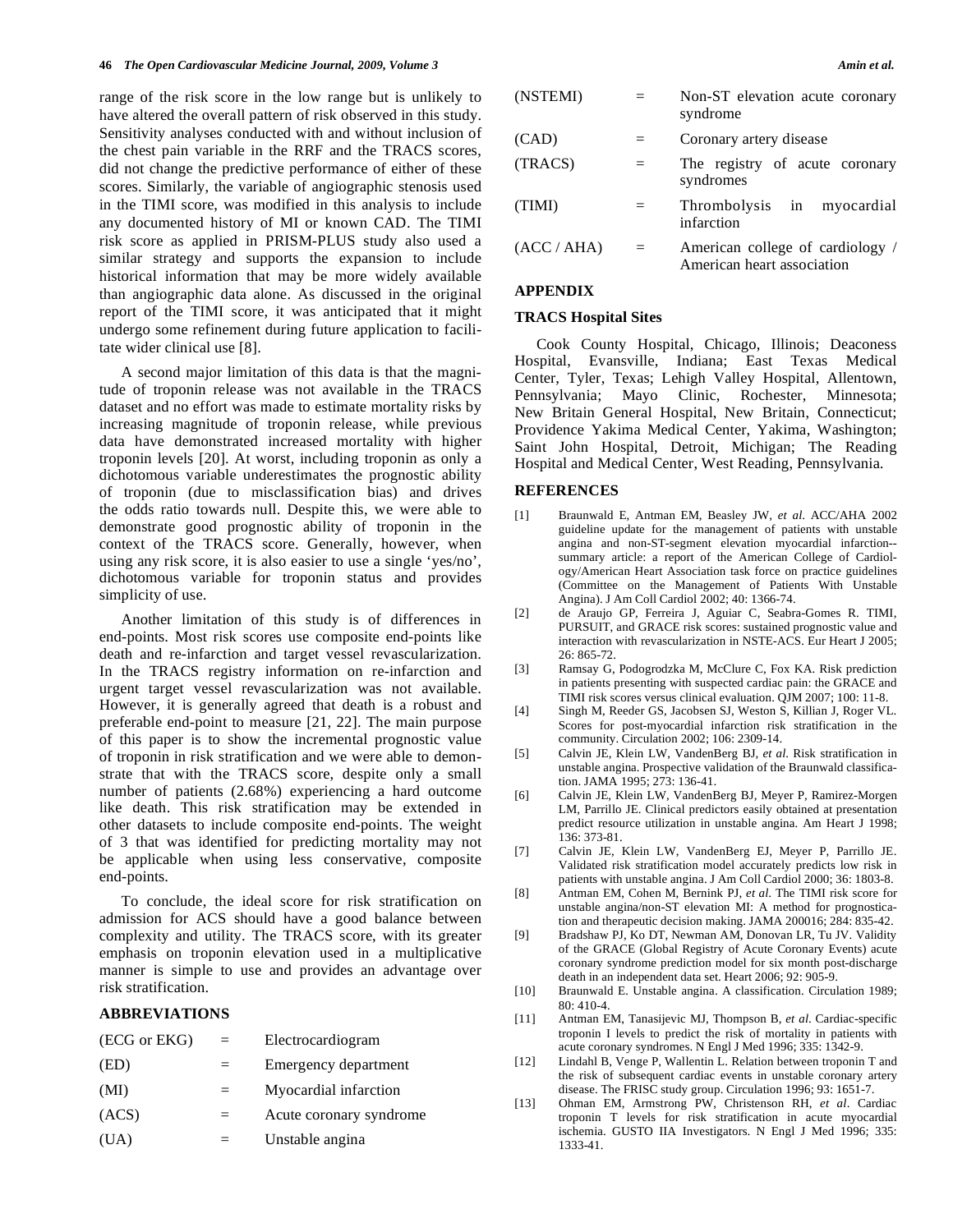range of the risk score in the low range but is unlikely to have altered the overall pattern of risk observed in this study. Sensitivity analyses conducted with and without inclusion of the chest pain variable in the RRF and the TRACS scores, did not change the predictive performance of either of these scores. Similarly, the variable of angiographic stenosis used in the TIMI score, was modified in this analysis to include any documented history of MI or known CAD. The TIMI risk score as applied in PRISM-PLUS study also used a similar strategy and supports the expansion to include historical information that may be more widely available than angiographic data alone. As discussed in the original report of the TIMI score, it was anticipated that it might undergo some refinement during future application to facilitate wider clinical use [8].

A second major limitation of this data is that the magnitude of troponin release was not available in the TRACS dataset and no effort was made to estimate mortality risks by increasing magnitude of troponin release, while previous data have demonstrated increased mortality with higher troponin levels [20]. At worst, including troponin as only a dichotomous variable underestimates the prognostic ability of troponin (due to misclassification bias) and drives the odds ratio towards null. Despite this, we were able to demonstrate good prognostic ability of troponin in the context of the TRACS score. Generally, however, when using any risk score, it is also easier to use a single 'yes/no', dichotomous variable for troponin status and provides simplicity of use.

Another limitation of this study is of differences in end-points. Most risk scores use composite end-points like death and re-infarction and target vessel revascularization. In the TRACS registry information on re-infarction and urgent target vessel revascularization was not available. However, it is generally agreed that death is a robust and preferable end-point to measure [21, 22]. The main purpose of this paper is to show the incremental prognostic value of troponin in risk stratification and we were able to demonstrate that with the TRACS score, despite only a small number of patients (2.68%) experiencing a hard outcome like death. This risk stratification may be extended in other datasets to include composite end-points. The weight of 3 that was identified for predicting mortality may not be applicable when using less conservative, composite end-points.

To conclude, the ideal score for risk stratification on admission for ACS should have a good balance between complexity and utility. The TRACS score, with its greater emphasis on troponin elevation used in a multiplicative manner is simple to use and provides an advantage over risk stratification.

## ABBREVIATIONS

| | | |
|---|---|---|
| (ECG or EKG) | = | Electrocardiogram |
| (ED) | = | Emergency department |
| (MI) | = | Myocardial infarction |
| (ACS) | = | Acute coronary syndrome |
| (UA) | = | Unstable angina |
| (NSTEMI) | = | Non-ST elevation acute coronary syndrome |
| (CAD) | = | Coronary artery disease |
| (TRACS) | = | The registry of acute coronary syndromes |
| (TIMI) | = | Thrombolysis in myocardial infarction |
| (ACC / AHA) | = | American college of cardiology / American heart association |

## APPENDIX

### TRACS Hospital Sites

Cook County Hospital, Chicago, Illinois; Deaconess Hospital, Evansville, Indiana; East Texas Medical Center, Tyler, Texas; Lehigh Valley Hospital, Allentown, Pennsylvania; Mayo Clinic, Rochester, Minnesota; New Britain General Hospital, New Britain, Connecticut; Providence Yakima Medical Center, Yakima, Washington; Saint John Hospital, Detroit, Michigan; The Reading Hospital and Medical Center, West Reading, Pennsylvania.

## REFERENCES

[1] Braunwald E, Antman EM, Beasley JW, *et al.* ACC/AHA 2002 guideline update for the management of patients with unstable angina and non-ST-segment elevation myocardial infarction--summary article: a report of the American College of Cardiology/American Heart Association task force on practice guidelines (Committee on the Management of Patients With Unstable Angina). J Am Coll Cardiol 2002; 40: 1366-74.

[2] de Araujo GP, Ferreira J, Aguiar C, Seabra-Gomes R. TIMI, PURSUIT, and GRACE risk scores: sustained prognostic value and interaction with revascularization in NSTE-ACS. Eur Heart J 2005; 26: 865-72.

[3] Ramsay G, Podogrodzka M, McClure C, Fox KA. Risk prediction in patients presenting with suspected cardiac pain: the GRACE and TIMI risk scores versus clinical evaluation. QJM 2007; 100: 11-8.

[4] Singh M, Reeder GS, Jacobsen SJ, Weston S, Killian J, Roger VL. Scores for post-myocardial infarction risk stratification in the community. Circulation 2002; 106: 2309-14.

[5] Calvin JE, Klein LW, VandenBerg BJ, *et al.* Risk stratification in unstable angina. Prospective validation of the Braunwald classification. JAMA 1995; 273: 136-41.

[6] Calvin JE, Klein LW, VandenBerg BJ, Meyer P, Ramirez-Morgen LM, Parrillo JE. Clinical predictors easily obtained at presentation predict resource utilization in unstable angina. Am Heart J 1998; 136: 373-81.

[7] Calvin JE, Klein LW, VandenBerg EJ, Meyer P, Parrillo JE. Validated risk stratification model accurately predicts low risk in patients with unstable angina. J Am Coll Cardiol 2000; 36: 1803-8.

[8] Antman EM, Cohen M, Bernink PJ, *et al.* The TIMI risk score for unstable angina/non-ST elevation MI: A method for prognostication and therapeutic decision making. JAMA 200016; 284: 835-42.

[9] Bradshaw PJ, Ko DT, Newman AM, Donovan LR, Tu JV. Validity of the GRACE (Global Registry of Acute Coronary Events) acute coronary syndrome prediction model for six month post-discharge death in an independent data set. Heart 2006; 92: 905-9.

[10] Braunwald E. Unstable angina. A classification. Circulation 1989; 80: 410-4.

[11] Antman EM, Tanasijevic MJ, Thompson B, *et al.* Cardiac-specific troponin I levels to predict the risk of mortality in patients with acute coronary syndromes. N Engl J Med 1996; 335: 1342-9.

[12] Lindahl B, Venge P, Wallentin L. Relation between troponin T and the risk of subsequent cardiac events in unstable coronary artery disease. The FRISC study group. Circulation 1996; 93: 1651-7.

[13] Ohman EM, Armstrong PW, Christenson RH, *et al*. Cardiac troponin T levels for risk stratification in acute myocardial ischemia. GUSTO IIA Investigators. N Engl J Med 1996; 335: 1333-41.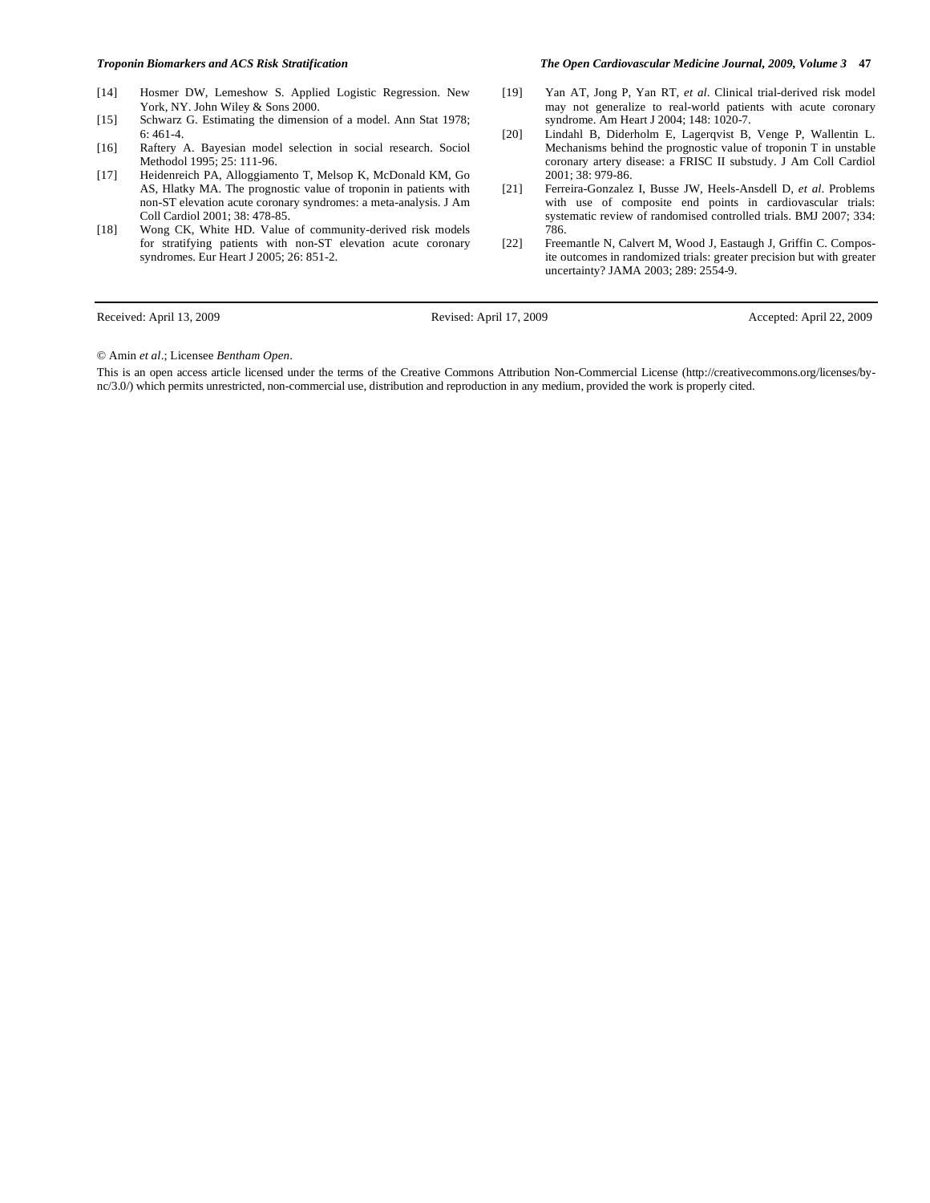[14] Hosmer DW, Lemeshow S. Applied Logistic Regression. New York, NY. John Wiley & Sons 2000.

[15] Schwarz G. Estimating the dimension of a model. Ann Stat 1978; 6: 461-4.

[16] Raftery A. Bayesian model selection in social research. Sociol Methodol 1995; 25: 111-96.

[17] Heidenreich PA, Alloggiamento T, Melsop K, McDonald KM, Go AS, Hlatky MA. The prognostic value of troponin in patients with non-ST elevation acute coronary syndromes: a meta-analysis. J Am Coll Cardiol 2001; 38: 478-85.

[18] Wong CK, White HD. Value of community-derived risk models for stratifying patients with non-ST elevation acute coronary syndromes. Eur Heart J 2005; 26: 851-2.

[19] Yan AT, Jong P, Yan RT, *et al*. Clinical trial-derived risk model may not generalize to real-world patients with acute coronary syndrome. Am Heart J 2004; 148: 1020-7.

[20] Lindahl B, Diderholm E, Lagerqvist B, Venge P, Wallentin L. Mechanisms behind the prognostic value of troponin T in unstable coronary artery disease: a FRISC II substudy. J Am Coll Cardiol 2001; 38: 979-86.

[21] Ferreira-Gonzalez I, Busse JW, Heels-Ansdell D, *et al*. Problems with use of composite end points in cardiovascular trials: systematic review of randomised controlled trials. BMJ 2007; 334: 786.

[22] Freemantle N, Calvert M, Wood J, Eastaugh J, Griffin C. Composite outcomes in randomized trials: greater precision but with greater uncertainty? JAMA 2003; 289: 2554-9.

Received: April 13, 2009 | Revised: April 17, 2009 | Accepted: April 22, 2009

© Amin *et al*.; Licensee *Bentham Open*.

This is an open access article licensed under the terms of the Creative Commons Attribution Non-Commercial License (http://creativecommons.org/licenses/by-nc/3.0/) which permits unrestricted, non-commercial use, distribution and reproduction in any medium, provided the work is properly cited.